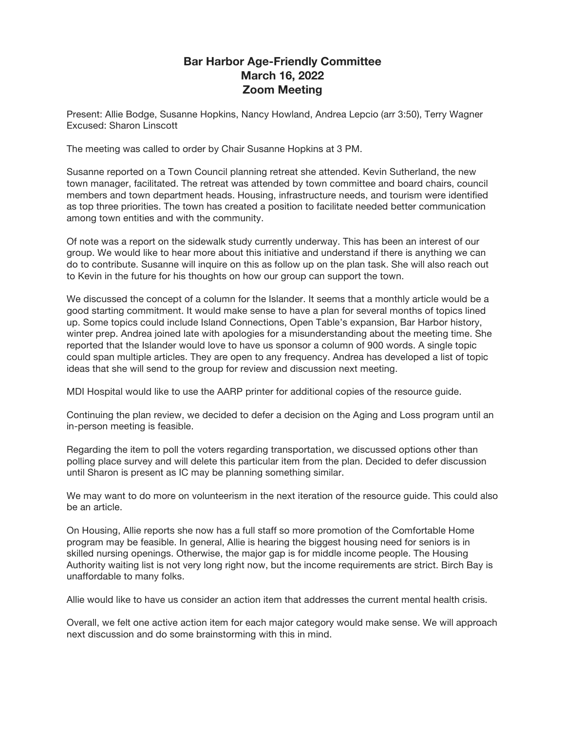# Bar Harbor Age-Friendly Committee
# March 16, 2022
# Zoom Meeting

Present: Allie Bodge, Susanne Hopkins, Nancy Howland, Andrea Lepcio (arr 3:50), Terry Wagner
Excused: Sharon Linscott

The meeting was called to order by Chair Susanne Hopkins at 3 PM.

Susanne reported on a Town Council planning retreat she attended. Kevin Sutherland, the new town manager, facilitated. The retreat was attended by town committee and board chairs, council members and town department heads. Housing, infrastructure needs, and tourism were identified as top three priorities. The town has created a position to facilitate needed better communication among town entities and with the community.

Of note was a report on the sidewalk study currently underway. This has been an interest of our group. We would like to hear more about this initiative and understand if there is anything we can do to contribute. Susanne will inquire on this as follow up on the plan task. She will also reach out to Kevin in the future for his thoughts on how our group can support the town.

We discussed the concept of a column for the Islander. It seems that a monthly article would be a good starting commitment. It would make sense to have a plan for several months of topics lined up. Some topics could include Island Connections, Open Table's expansion, Bar Harbor history, winter prep. Andrea joined late with apologies for a misunderstanding about the meeting time. She reported that the Islander would love to have us sponsor a column of 900 words. A single topic could span multiple articles. They are open to any frequency. Andrea has developed a list of topic ideas that she will send to the group for review and discussion next meeting.

MDI Hospital would like to use the AARP printer for additional copies of the resource guide.

Continuing the plan review, we decided to defer a decision on the Aging and Loss program until an in-person meeting is feasible.

Regarding the item to poll the voters regarding transportation, we discussed options other than polling place survey and will delete this particular item from the plan. Decided to defer discussion until Sharon is present as IC may be planning something similar.

We may want to do more on volunteerism in the next iteration of the resource guide. This could also be an article.

On Housing, Allie reports she now has a full staff so more promotion of the Comfortable Home program may be feasible. In general, Allie is hearing the biggest housing need for seniors is in skilled nursing openings. Otherwise, the major gap is for middle income people. The Housing Authority waiting list is not very long right now, but the income requirements are strict. Birch Bay is unaffordable to many folks.

Allie would like to have us consider an action item that addresses the current mental health crisis.

Overall, we felt one active action item for each major category would make sense. We will approach next discussion and do some brainstorming with this in mind.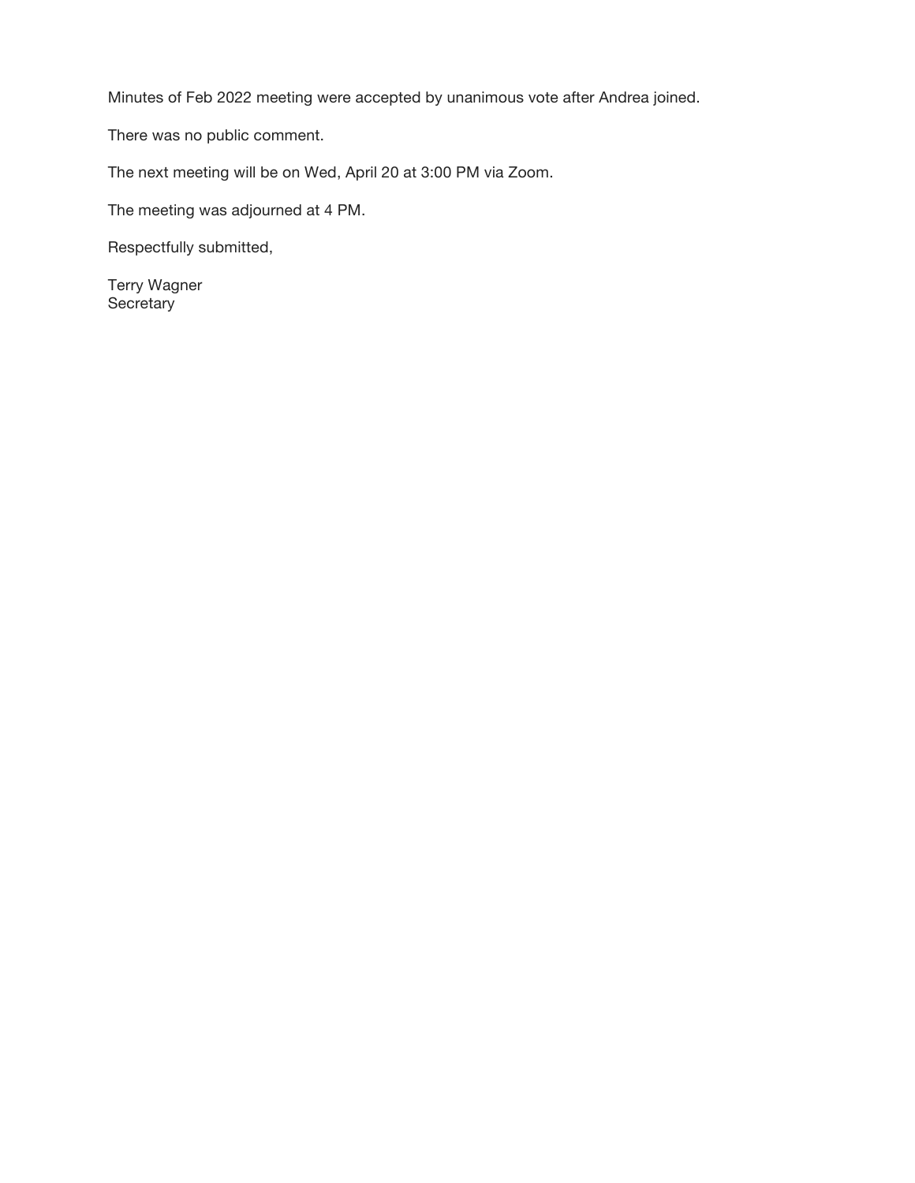Minutes of Feb 2022 meeting were accepted by unanimous vote after Andrea joined.

There was no public comment.

The next meeting will be on Wed, April 20 at 3:00 PM via Zoom.

The meeting was adjourned at 4 PM.

Respectfully submitted,

Terry Wagner
Secretary